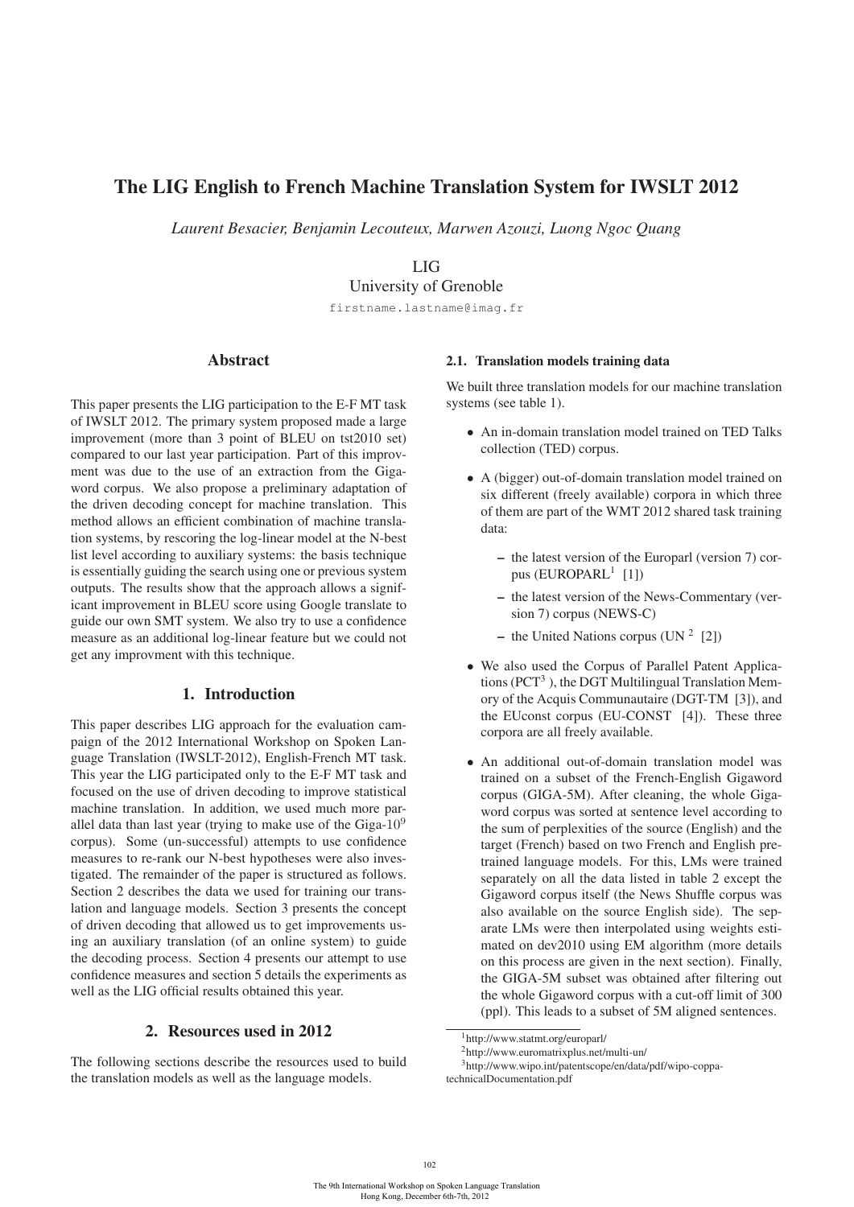# The LIG English to French Machine Translation System for IWSLT 2012

*Laurent Besacier, Benjamin Lecouteux, Marwen Azouzi, Luong Ngoc Quang*

LIG
University of Grenoble
firstname.lastname@imag.fr

## Abstract

This paper presents the LIG participation to the E-F MT task of IWSLT 2012. The primary system proposed made a large improvement (more than 3 point of BLEU on tst2010 set) compared to our last year participation. Part of this improvment was due to the use of an extraction from the Gigaword corpus. We also propose a preliminary adaptation of the driven decoding concept for machine translation. This method allows an efficient combination of machine translation systems, by rescoring the log-linear model at the N-best list level according to auxiliary systems: the basis technique is essentially guiding the search using one or previous system outputs. The results show that the approach allows a significant improvement in BLEU score using Google translate to guide our own SMT system. We also try to use a confidence measure as an additional log-linear feature but we could not get any improvment with this technique.

## 1. Introduction

This paper describes LIG approach for the evaluation campaign of the 2012 International Workshop on Spoken Language Translation (IWSLT-2012), English-French MT task. This year the LIG participated only to the E-F MT task and focused on the use of driven decoding to improve statistical machine translation. In addition, we used much more parallel data than last year (trying to make use of the Giga-$10^9$ corpus). Some (un-successful) attempts to use confidence measures to re-rank our N-best hypotheses were also investigated. The remainder of the paper is structured as follows. Section 2 describes the data we used for training our translation and language models. Section 3 presents the concept of driven decoding that allowed us to get improvements using an auxiliary translation (of an online system) to guide the decoding process. Section 4 presents our attempt to use confidence measures and section 5 details the experiments as well as the LIG official results obtained this year.

## 2. Resources used in 2012

The following sections describe the resources used to build the translation models as well as the language models.

### 2.1. Translation models training data

We built three translation models for our machine translation systems (see table 1).

- An in-domain translation model trained on TED Talks collection (TED) corpus.
- A (bigger) out-of-domain translation model trained on six different (freely available) corpora in which three of them are part of the WMT 2012 shared task training data:
  - the latest version of the Europarl (version 7) corpus (EUROPARL[1] [1])
  - the latest version of the News-Commentary (version 7) corpus (NEWS-C)
  - the United Nations corpus (UN [2] [2])
- We also used the Corpus of Parallel Patent Applications (PCT[3] ), the DGT Multilingual Translation Memory of the Acquis Communautaire (DGT-TM [3]), and the EUconst corpus (EU-CONST [4]). These three corpora are all freely available.
- An additional out-of-domain translation model was trained on a subset of the French-English Gigaword corpus (GIGA-5M). After cleaning, the whole Gigaword corpus was sorted at sentence level according to the sum of perplexities of the source (English) and the target (French) based on two French and English pretrained language models. For this, LMs were trained separately on all the data listed in table 2 except the Gigaword corpus itself (the News Shuffle corpus was also available on the source English side). The separate LMs were then interpolated using weights estimated on dev2010 using EM algorithm (more details on this process are given in the next section). Finally, the GIGA-5M subset was obtained after filtering out the whole Gigaword corpus with a cut-off limit of 300 (ppl). This leads to a subset of 5M aligned sentences.

[1] http://www.statmt.org/europarl/

[2] http://www.euromatrixplus.net/multi-un/

[3] http://www.wipo.int/patentscope/en/data/pdf/wipo-coppa-technicalDocumentation.pdf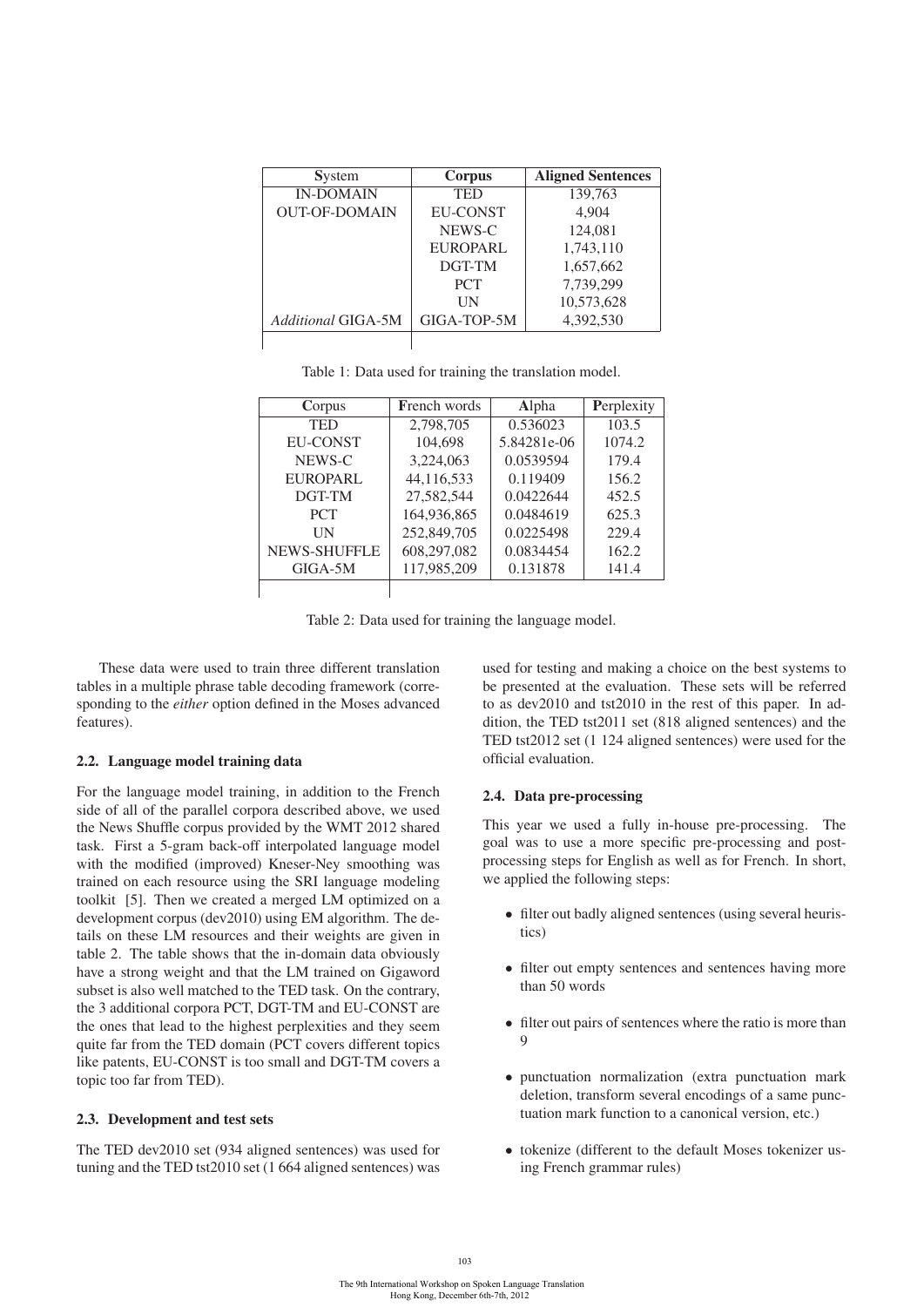| System | Corpus | Aligned Sentences |
|---|---|---|
| IN-DOMAIN | TED | 139,763 |
| OUT-OF-DOMAIN | EU-CONST | 4,904 |
| | NEWS-C | 124,081 |
| | EUROPARL | 1,743,110 |
| | DGT-TM | 1,657,662 |
| | PCT | 7,739,299 |
| | UN | 10,573,628 |
| *Additional* GIGA-5M | GIGA-TOP-5M | 4,392,530 |

Table 1: Data used for training the translation model.

| Corpus | French words | Alpha | Perplexity |
|---|---|---|---|
| TED | 2,798,705 | 0.536023 | 103.5 |
| EU-CONST | 104,698 | 5.84281e-06 | 1074.2 |
| NEWS-C | 3,224,063 | 0.0539594 | 179.4 |
| EUROPARL | 44,116,533 | 0.119409 | 156.2 |
| DGT-TM | 27,582,544 | 0.0422644 | 452.5 |
| PCT | 164,936,865 | 0.0484619 | 625.3 |
| UN | 252,849,705 | 0.0225498 | 229.4 |
| NEWS-SHUFFLE | 608,297,082 | 0.0834454 | 162.2 |
| GIGA-5M | 117,985,209 | 0.131878 | 141.4 |

Table 2: Data used for training the language model.

These data were used to train three different translation tables in a multiple phrase table decoding framework (corresponding to the *either* option defined in the Moses advanced features).

### 2.2. Language model training data

For the language model training, in addition to the French side of all of the parallel corpora described above, we used the News Shuffle corpus provided by the WMT 2012 shared task. First a 5-gram back-off interpolated language model with the modified (improved) Kneser-Ney smoothing was trained on each resource using the SRI language modeling toolkit [5]. Then we created a merged LM optimized on a development corpus (dev2010) using EM algorithm. The details on these LM resources and their weights are given in table 2. The table shows that the in-domain data obviously have a strong weight and that the LM trained on Gigaword subset is also well matched to the TED task. On the contrary, the 3 additional corpora PCT, DGT-TM and EU-CONST are the ones that lead to the highest perplexities and they seem quite far from the TED domain (PCT covers different topics like patents, EU-CONST is too small and DGT-TM covers a topic too far from TED).

### 2.3. Development and test sets

The TED dev2010 set (934 aligned sentences) was used for tuning and the TED tst2010 set (1 664 aligned sentences) was used for testing and making a choice on the best systems to be presented at the evaluation. These sets will be referred to as dev2010 and tst2010 in the rest of this paper. In addition, the TED tst2011 set (818 aligned sentences) and the TED tst2012 set (1 124 aligned sentences) were used for the official evaluation.

### 2.4. Data pre-processing

This year we used a fully in-house pre-processing. The goal was to use a more specific pre-processing and post-processing steps for English as well as for French. In short, we applied the following steps:

- filter out badly aligned sentences (using several heuristics)
- filter out empty sentences and sentences having more than 50 words
- filter out pairs of sentences where the ratio is more than 9
- punctuation normalization (extra punctuation mark deletion, transform several encodings of a same punctuation mark function to a canonical version, etc.)
- tokenize (different to the default Moses tokenizer using French grammar rules)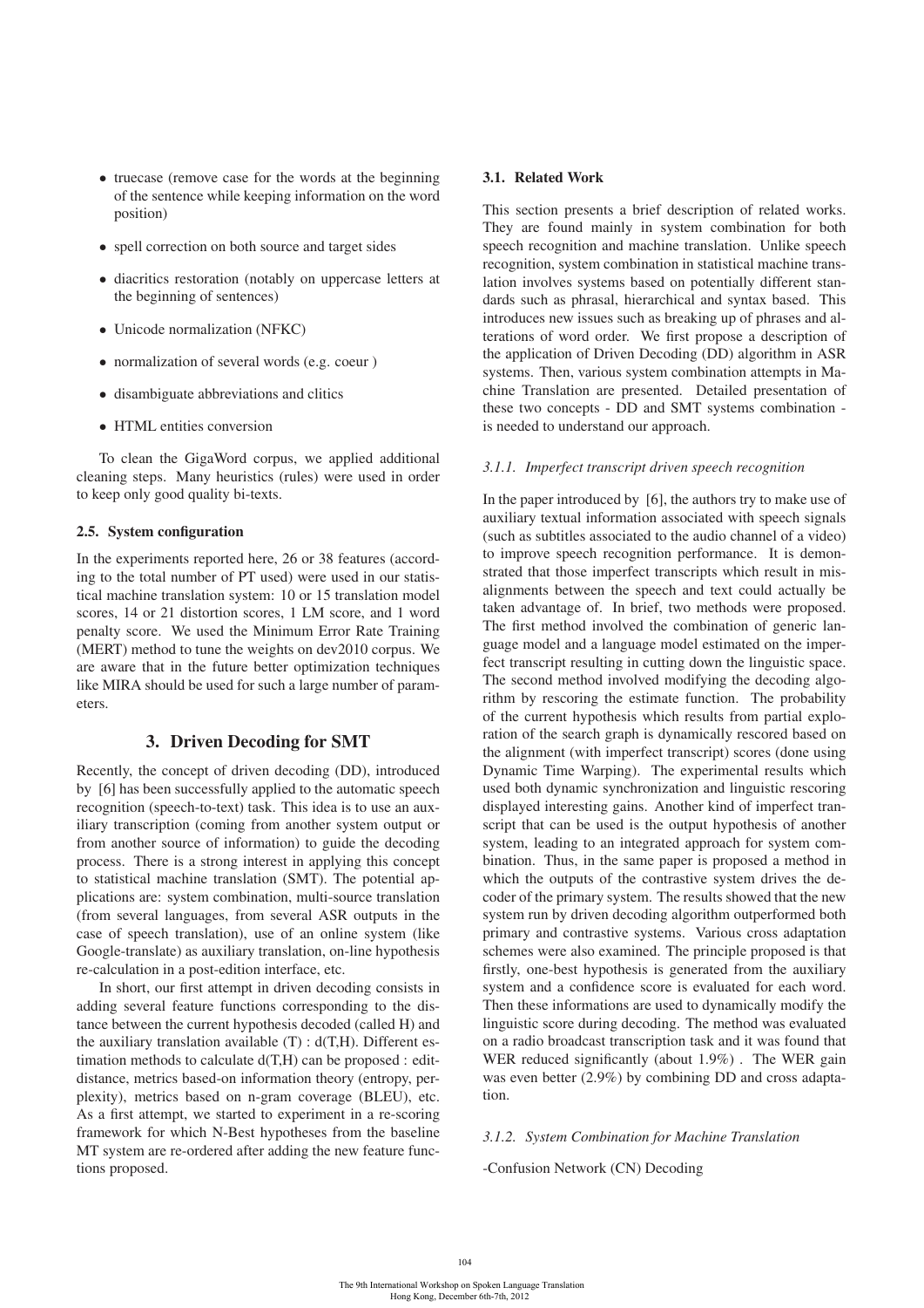- truecase (remove case for the words at the beginning of the sentence while keeping information on the word position)
- spell correction on both source and target sides
- diacritics restoration (notably on uppercase letters at the beginning of sentences)
- Unicode normalization (NFKC)
- normalization of several words (e.g. coeur )
- disambiguate abbreviations and clitics
- HTML entities conversion

To clean the GigaWord corpus, we applied additional cleaning steps. Many heuristics (rules) were used in order to keep only good quality bi-texts.

### 2.5. System configuration

In the experiments reported here, 26 or 38 features (according to the total number of PT used) were used in our statistical machine translation system: 10 or 15 translation model scores, 14 or 21 distortion scores, 1 LM score, and 1 word penalty score. We used the Minimum Error Rate Training (MERT) method to tune the weights on dev2010 corpus. We are aware that in the future better optimization techniques like MIRA should be used for such a large number of parameters.

## 3. Driven Decoding for SMT

Recently, the concept of driven decoding (DD), introduced by [6] has been successfully applied to the automatic speech recognition (speech-to-text) task. This idea is to use an auxiliary transcription (coming from another system output or from another source of information) to guide the decoding process. There is a strong interest in applying this concept to statistical machine translation (SMT). The potential applications are: system combination, multi-source translation (from several languages, from several ASR outputs in the case of speech translation), use of an online system (like Google-translate) as auxiliary translation, on-line hypothesis re-calculation in a post-edition interface, etc.

In short, our first attempt in driven decoding consists in adding several feature functions corresponding to the distance between the current hypothesis decoded (called H) and the auxiliary translation available (T) : d(T,H). Different estimation methods to calculate d(T,H) can be proposed : edit-distance, metrics based-on information theory (entropy, perplexity), metrics based on n-gram coverage (BLEU), etc. As a first attempt, we started to experiment in a re-scoring framework for which N-Best hypotheses from the baseline MT system are re-ordered after adding the new feature functions proposed.

### 3.1. Related Work

This section presents a brief description of related works. They are found mainly in system combination for both speech recognition and machine translation. Unlike speech recognition, system combination in statistical machine translation involves systems based on potentially different standards such as phrasal, hierarchical and syntax based. This introduces new issues such as breaking up of phrases and alterations of word order. We first propose a description of the application of Driven Decoding (DD) algorithm in ASR systems. Then, various system combination attempts in Machine Translation are presented. Detailed presentation of these two concepts - DD and SMT systems combination - is needed to understand our approach.

#### *3.1.1. Imperfect transcript driven speech recognition*

In the paper introduced by [6], the authors try to make use of auxiliary textual information associated with speech signals (such as subtitles associated to the audio channel of a video) to improve speech recognition performance. It is demonstrated that those imperfect transcripts which result in misalignments between the speech and text could actually be taken advantage of. In brief, two methods were proposed. The first method involved the combination of generic language model and a language model estimated on the imperfect transcript resulting in cutting down the linguistic space. The second method involved modifying the decoding algorithm by rescoring the estimate function. The probability of the current hypothesis which results from partial exploration of the search graph is dynamically rescored based on the alignment (with imperfect transcript) scores (done using Dynamic Time Warping). The experimental results which used both dynamic synchronization and linguistic rescoring displayed interesting gains. Another kind of imperfect transcript that can be used is the output hypothesis of another system, leading to an integrated approach for system combination. Thus, in the same paper is proposed a method in which the outputs of the contrastive system drives the decoder of the primary system. The results showed that the new system run by driven decoding algorithm outperformed both primary and contrastive systems. Various cross adaptation schemes were also examined. The principle proposed is that firstly, one-best hypothesis is generated from the auxiliary system and a confidence score is evaluated for each word. Then these informations are used to dynamically modify the linguistic score during decoding. The method was evaluated on a radio broadcast transcription task and it was found that WER reduced significantly (about 1.9%) . The WER gain was even better (2.9%) by combining DD and cross adaptation.

#### *3.1.2. System Combination for Machine Translation*

-Confusion Network (CN) Decoding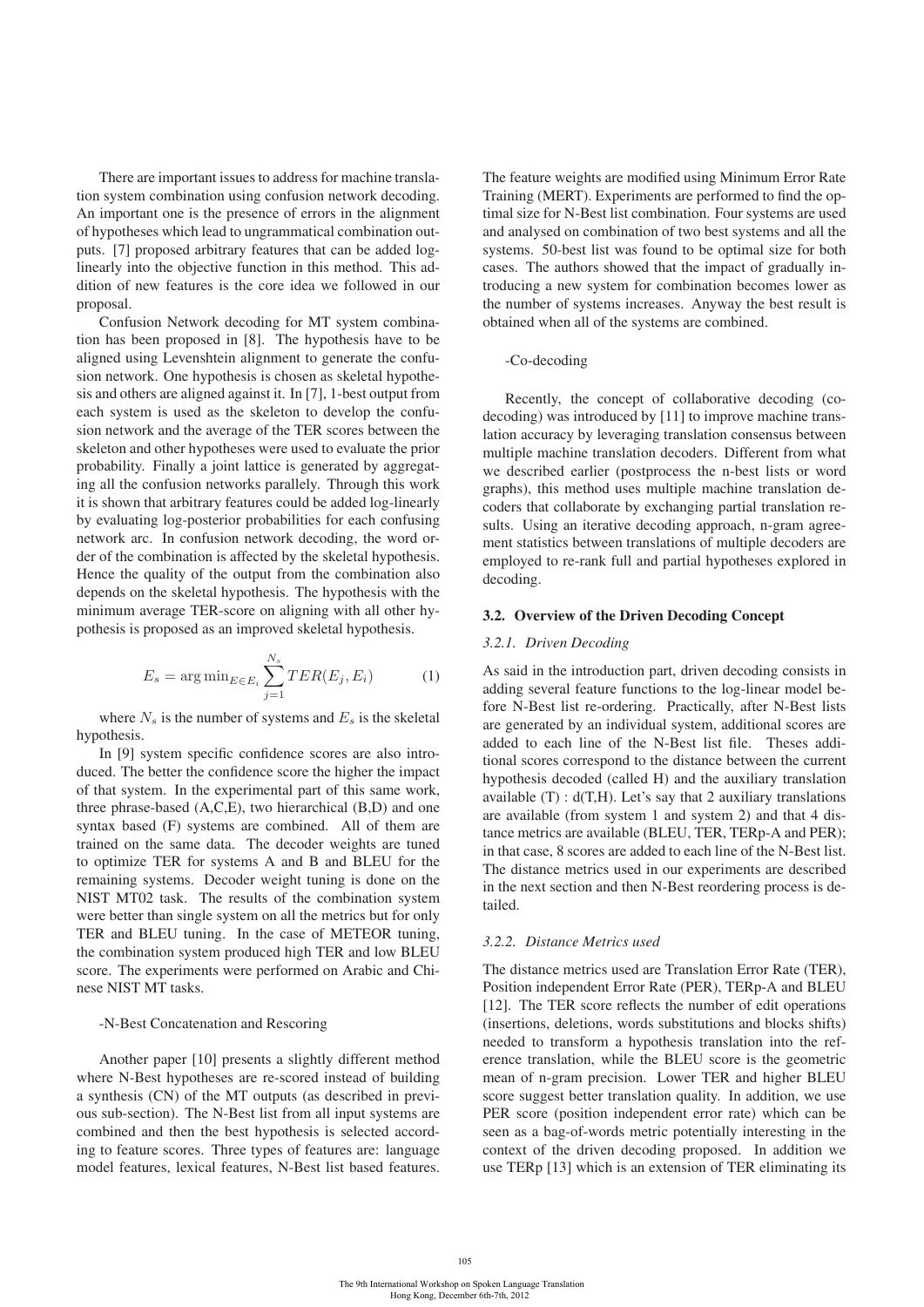There are important issues to address for machine translation system combination using confusion network decoding. An important one is the presence of errors in the alignment of hypotheses which lead to ungrammatical combination outputs. [7] proposed arbitrary features that can be added log-linearly into the objective function in this method. This addition of new features is the core idea we followed in our proposal.

Confusion Network decoding for MT system combination has been proposed in [8]. The hypothesis have to be aligned using Levenshtein alignment to generate the confusion network. One hypothesis is chosen as skeletal hypothesis and others are aligned against it. In [7], 1-best output from each system is used as the skeleton to develop the confusion network and the average of the TER scores between the skeleton and other hypotheses were used to evaluate the prior probability. Finally a joint lattice is generated by aggregating all the confusion networks parallely. Through this work it is shown that arbitrary features could be added log-linearly by evaluating log-posterior probabilities for each confusing network arc. In confusion network decoding, the word order of the combination is affected by the skeletal hypothesis. Hence the quality of the output from the combination also depends on the skeletal hypothesis. The hypothesis with the minimum average TER-score on aligning with all other hypothesis is proposed as an improved skeletal hypothesis.

$$E_s = \arg\min_{E \in E_i} \sum_{j=1}^{N_s} TER(E_j, E_i) \qquad (1)$$

where $N_s$ is the number of systems and $E_s$ is the skeletal hypothesis.

In [9] system specific confidence scores are also introduced. The better the confidence score the higher the impact of that system. In the experimental part of this same work, three phrase-based (A,C,E), two hierarchical (B,D) and one syntax based (F) systems are combined. All of them are trained on the same data. The decoder weights are tuned to optimize TER for systems A and B and BLEU for the remaining systems. Decoder weight tuning is done on the NIST MT02 task. The results of the combination system were better than single system on all the metrics but for only TER and BLEU tuning. In the case of METEOR tuning, the combination system produced high TER and low BLEU score. The experiments were performed on Arabic and Chinese NIST MT tasks.

-N-Best Concatenation and Rescoring

Another paper [10] presents a slightly different method where N-Best hypotheses are re-scored instead of building a synthesis (CN) of the MT outputs (as described in previous sub-section). The N-Best list from all input systems are combined and then the best hypothesis is selected according to feature scores. Three types of features are: language model features, lexical features, N-Best list based features. The feature weights are modified using Minimum Error Rate Training (MERT). Experiments are performed to find the optimal size for N-Best list combination. Four systems are used and analysed on combination of two best systems and all the systems. 50-best list was found to be optimal size for both cases. The authors showed that the impact of gradually introducing a new system for combination becomes lower as the number of systems increases. Anyway the best result is obtained when all of the systems are combined.

-Co-decoding

Recently, the concept of collaborative decoding (co-decoding) was introduced by [11] to improve machine translation accuracy by leveraging translation consensus between multiple machine translation decoders. Different from what we described earlier (postprocess the n-best lists or word graphs), this method uses multiple machine translation decoders that collaborate by exchanging partial translation results. Using an iterative decoding approach, n-gram agreement statistics between translations of multiple decoders are employed to re-rank full and partial hypotheses explored in decoding.

### 3.2. Overview of the Driven Decoding Concept

#### *3.2.1. Driven Decoding*

As said in the introduction part, driven decoding consists in adding several feature functions to the log-linear model before N-Best list re-ordering. Practically, after N-Best lists are generated by an individual system, additional scores are added to each line of the N-Best list file. Theses additional scores correspond to the distance between the current hypothesis decoded (called H) and the auxiliary translation available (T) : d(T,H). Let's say that 2 auxiliary translations are available (from system 1 and system 2) and that 4 distance metrics are available (BLEU, TER, TERp-A and PER); in that case, 8 scores are added to each line of the N-Best list. The distance metrics used in our experiments are described in the next section and then N-Best reordering process is detailed.

#### *3.2.2. Distance Metrics used*

The distance metrics used are Translation Error Rate (TER), Position independent Error Rate (PER), TERp-A and BLEU [12]. The TER score reflects the number of edit operations (insertions, deletions, words substitutions and blocks shifts) needed to transform a hypothesis translation into the reference translation, while the BLEU score is the geometric mean of n-gram precision. Lower TER and higher BLEU score suggest better translation quality. In addition, we use PER score (position independent error rate) which can be seen as a bag-of-words metric potentially interesting in the context of the driven decoding proposed. In addition we use TERp [13] which is an extension of TER eliminating its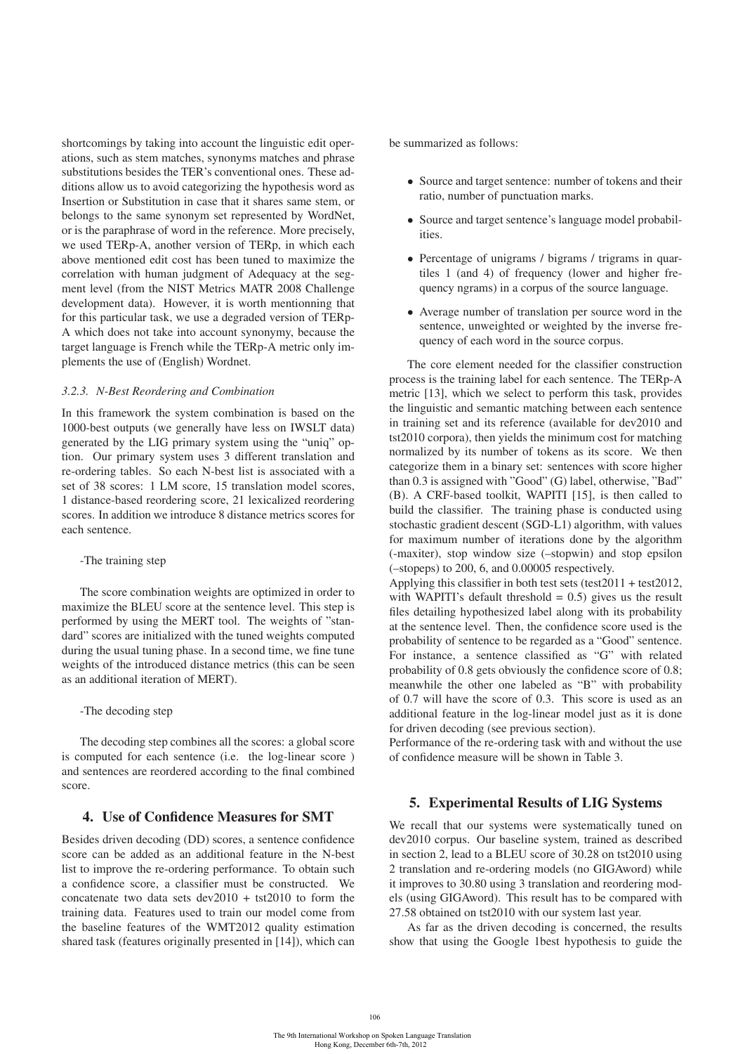shortcomings by taking into account the linguistic edit operations, such as stem matches, synonyms matches and phrase substitutions besides the TER's conventional ones. These additions allow us to avoid categorizing the hypothesis word as Insertion or Substitution in case that it shares same stem, or belongs to the same synonym set represented by WordNet, or is the paraphrase of word in the reference. More precisely, we used TERp-A, another version of TERp, in which each above mentioned edit cost has been tuned to maximize the correlation with human judgment of Adequacy at the segment level (from the NIST Metrics MATR 2008 Challenge development data). However, it is worth mentionning that for this particular task, we use a degraded version of TERp-A which does not take into account synonymy, because the target language is French while the TERp-A metric only implements the use of (English) Wordnet.

### 3.2.3. N-Best Reordering and Combination

In this framework the system combination is based on the 1000-best outputs (we generally have less on IWSLT data) generated by the LIG primary system using the "uniq" option. Our primary system uses 3 different translation and re-ordering tables. So each N-best list is associated with a set of 38 scores: 1 LM score, 15 translation model scores, 1 distance-based reordering score, 21 lexicalized reordering scores. In addition we introduce 8 distance metrics scores for each sentence.

-The training step

The score combination weights are optimized in order to maximize the BLEU score at the sentence level. This step is performed by using the MERT tool. The weights of "standard" scores are initialized with the tuned weights computed during the usual tuning phase. In a second time, we fine tune weights of the introduced distance metrics (this can be seen as an additional iteration of MERT).

-The decoding step

The decoding step combines all the scores: a global score is computed for each sentence (i.e. the log-linear score ) and sentences are reordered according to the final combined score.

## 4. Use of Confidence Measures for SMT

Besides driven decoding (DD) scores, a sentence confidence score can be added as an additional feature in the N-best list to improve the re-ordering performance. To obtain such a confidence score, a classifier must be constructed. We concatenate two data sets dev2010 + tst2010 to form the training data. Features used to train our model come from the baseline features of the WMT2012 quality estimation shared task (features originally presented in [14]), which can be summarized as follows:

- Source and target sentence: number of tokens and their ratio, number of punctuation marks.
- Source and target sentence's language model probabilities.
- Percentage of unigrams / bigrams / trigrams in quartiles 1 (and 4) of frequency (lower and higher frequency ngrams) in a corpus of the source language.
- Average number of translation per source word in the sentence, unweighted or weighted by the inverse frequency of each word in the source corpus.

The core element needed for the classifier construction process is the training label for each sentence. The TERp-A metric [13], which we select to perform this task, provides the linguistic and semantic matching between each sentence in training set and its reference (available for dev2010 and tst2010 corpora), then yields the minimum cost for matching normalized by its number of tokens as its score. We then categorize them in a binary set: sentences with score higher than 0.3 is assigned with "Good" (G) label, otherwise, "Bad" (B). A CRF-based toolkit, WAPITI [15], is then called to build the classifier. The training phase is conducted using stochastic gradient descent (SGD-L1) algorithm, with values for maximum number of iterations done by the algorithm (-maxiter), stop window size (–stopwin) and stop epsilon (–stopeps) to 200, 6, and 0.00005 respectively.
Applying this classifier in both test sets (test2011 + test2012, with WAPITI's default threshold = 0.5) gives us the result files detailing hypothesized label along with its probability at the sentence level. Then, the confidence score used is the probability of sentence to be regarded as a "Good" sentence. For instance, a sentence classified as "G" with related probability of 0.8 gets obviously the confidence score of 0.8; meanwhile the other one labeled as "B" with probability of 0.7 will have the score of 0.3. This score is used as an additional feature in the log-linear model just as it is done for driven decoding (see previous section).
Performance of the re-ordering task with and without the use of confidence measure will be shown in Table 3.

## 5. Experimental Results of LIG Systems

We recall that our systems were systematically tuned on dev2010 corpus. Our baseline system, trained as described in section 2, lead to a BLEU score of 30.28 on tst2010 using 2 translation and re-ordering models (no GIGAword) while it improves to 30.80 using 3 translation and reordering models (using GIGAword). This result has to be compared with 27.58 obtained on tst2010 with our system last year.

As far as the driven decoding is concerned, the results show that using the Google 1best hypothesis to guide the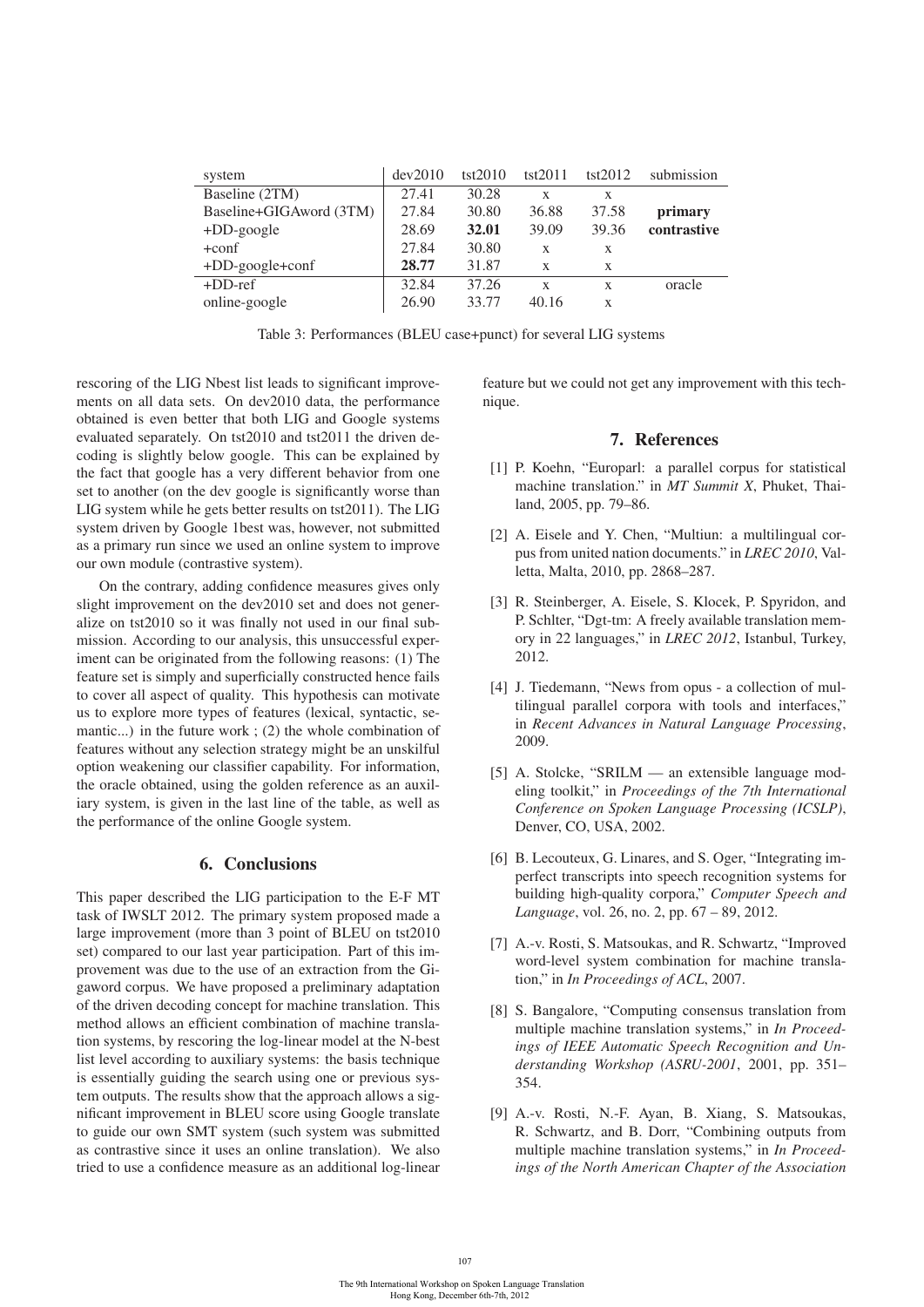| system | dev2010 | tst2010 | tst2011 | tst2012 | submission |
|---|---|---|---|---|---|
| Baseline (2TM) | 27.41 | 30.28 | x | x | |
| Baseline+GIGAword (3TM) | 27.84 | 30.80 | 36.88 | 37.58 | **primary** |
| +DD-google | 28.69 | **32.01** | 39.09 | 39.36 | **contrastive** |
| +conf | 27.84 | 30.80 | x | x | |
| +DD-google+conf | **28.77** | 31.87 | x | x | |
| +DD-ref | 32.84 | 37.26 | x | x | oracle |
| online-google | 26.90 | 33.77 | 40.16 | x | |

Table 3: Performances (BLEU case+punct) for several LIG systems

rescoring of the LIG Nbest list leads to significant improvements on all data sets. On dev2010 data, the performance obtained is even better that both LIG and Google systems evaluated separately. On tst2010 and tst2011 the driven decoding is slightly below google. This can be explained by the fact that google has a very different behavior from one set to another (on the dev google is significantly worse than LIG system while he gets better results on tst2011). The LIG system driven by Google 1best was, however, not submitted as a primary run since we used an online system to improve our own module (contrastive system).

On the contrary, adding confidence measures gives only slight improvement on the dev2010 set and does not generalize on tst2010 so it was finally not used in our final submission. According to our analysis, this unsuccessful experiment can be originated from the following reasons: (1) The feature set is simply and superficially constructed hence fails to cover all aspect of quality. This hypothesis can motivate us to explore more types of features (lexical, syntactic, semantic...) in the future work ; (2) the whole combination of features without any selection strategy might be an unskilful option weakening our classifier capability. For information, the oracle obtained, using the golden reference as an auxiliary system, is given in the last line of the table, as well as the performance of the online Google system.

## 6. Conclusions

This paper described the LIG participation to the E-F MT task of IWSLT 2012. The primary system proposed made a large improvement (more than 3 point of BLEU on tst2010 set) compared to our last year participation. Part of this improvement was due to the use of an extraction from the Gigaword corpus. We have proposed a preliminary adaptation of the driven decoding concept for machine translation. This method allows an efficient combination of machine translation systems, by rescoring the log-linear model at the N-best list level according to auxiliary systems: the basis technique is essentially guiding the search using one or previous system outputs. The results show that the approach allows a significant improvement in BLEU score using Google translate to guide our own SMT system (such system was submitted as contrastive since it uses an online translation). We also tried to use a confidence measure as an additional log-linear feature but we could not get any improvement with this technique.

## 7. References

[1] P. Koehn, "Europarl: a parallel corpus for statistical machine translation." in *MT Summit X*, Phuket, Thailand, 2005, pp. 79–86.

[2] A. Eisele and Y. Chen, "Multiun: a multilingual corpus from united nation documents." in *LREC 2010*, Valletta, Malta, 2010, pp. 2868–287.

[3] R. Steinberger, A. Eisele, S. Klocek, P. Spyridon, and P. Schlter, "Dgt-tm: A freely available translation memory in 22 languages," in *LREC 2012*, Istanbul, Turkey, 2012.

[4] J. Tiedemann, "News from opus - a collection of multilingual parallel corpora with tools and interfaces," in *Recent Advances in Natural Language Processing*, 2009.

[5] A. Stolcke, "SRILM — an extensible language modeling toolkit," in *Proceedings of the 7th International Conference on Spoken Language Processing (ICSLP)*, Denver, CO, USA, 2002.

[6] B. Lecouteux, G. Linares, and S. Oger, "Integrating imperfect transcripts into speech recognition systems for building high-quality corpora," *Computer Speech and Language*, vol. 26, no. 2, pp. 67 – 89, 2012.

[7] A.-v. Rosti, S. Matsoukas, and R. Schwartz, "Improved word-level system combination for machine translation," in *In Proceedings of ACL*, 2007.

[8] S. Bangalore, "Computing consensus translation from multiple machine translation systems," in *In Proceedings of IEEE Automatic Speech Recognition and Understanding Workshop (ASRU-2001*, 2001, pp. 351–354.

[9] A.-v. Rosti, N.-F. Ayan, B. Xiang, S. Matsoukas, R. Schwartz, and B. Dorr, "Combining outputs from multiple machine translation systems," in *In Proceedings of the North American Chapter of the Association*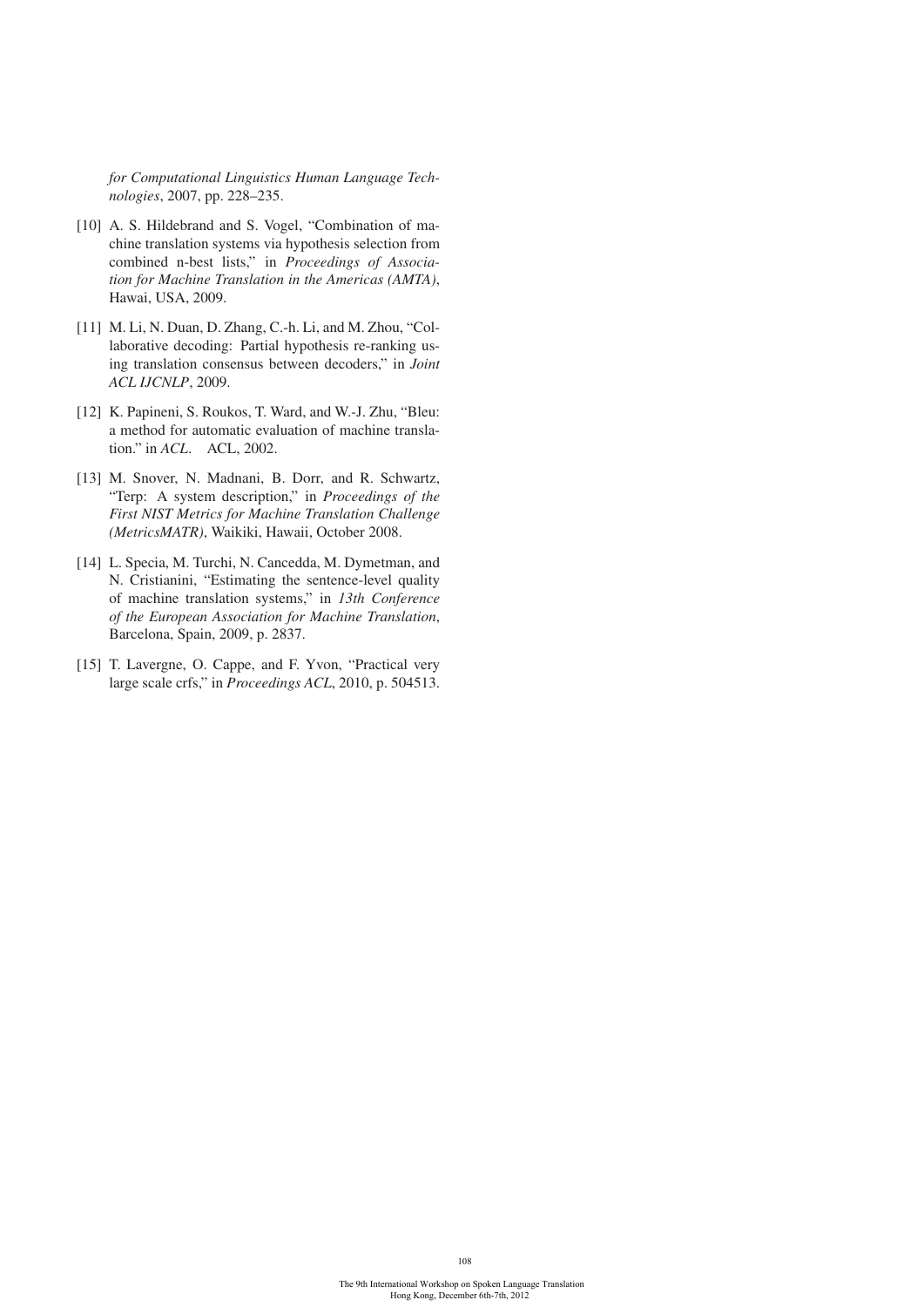*for Computational Linguistics Human Language Technologies*, 2007, pp. 228–235.

[10] A. S. Hildebrand and S. Vogel, "Combination of machine translation systems via hypothesis selection from combined n-best lists," in *Proceedings of Association for Machine Translation in the Americas (AMTA)*, Hawai, USA, 2009.

[11] M. Li, N. Duan, D. Zhang, C.-h. Li, and M. Zhou, "Collaborative decoding: Partial hypothesis re-ranking using translation consensus between decoders," in *Joint ACL IJCNLP*, 2009.

[12] K. Papineni, S. Roukos, T. Ward, and W.-J. Zhu, "Bleu: a method for automatic evaluation of machine translation." in *ACL*. ACL, 2002.

[13] M. Snover, N. Madnani, B. Dorr, and R. Schwartz, "Terp: A system description," in *Proceedings of the First NIST Metrics for Machine Translation Challenge (MetricsMATR)*, Waikiki, Hawaii, October 2008.

[14] L. Specia, M. Turchi, N. Cancedda, M. Dymetman, and N. Cristianini, "Estimating the sentence-level quality of machine translation systems," in *13th Conference of the European Association for Machine Translation*, Barcelona, Spain, 2009, p. 2837.

[15] T. Lavergne, O. Cappe, and F. Yvon, "Practical very large scale crfs," in *Proceedings ACL*, 2010, p. 504513.